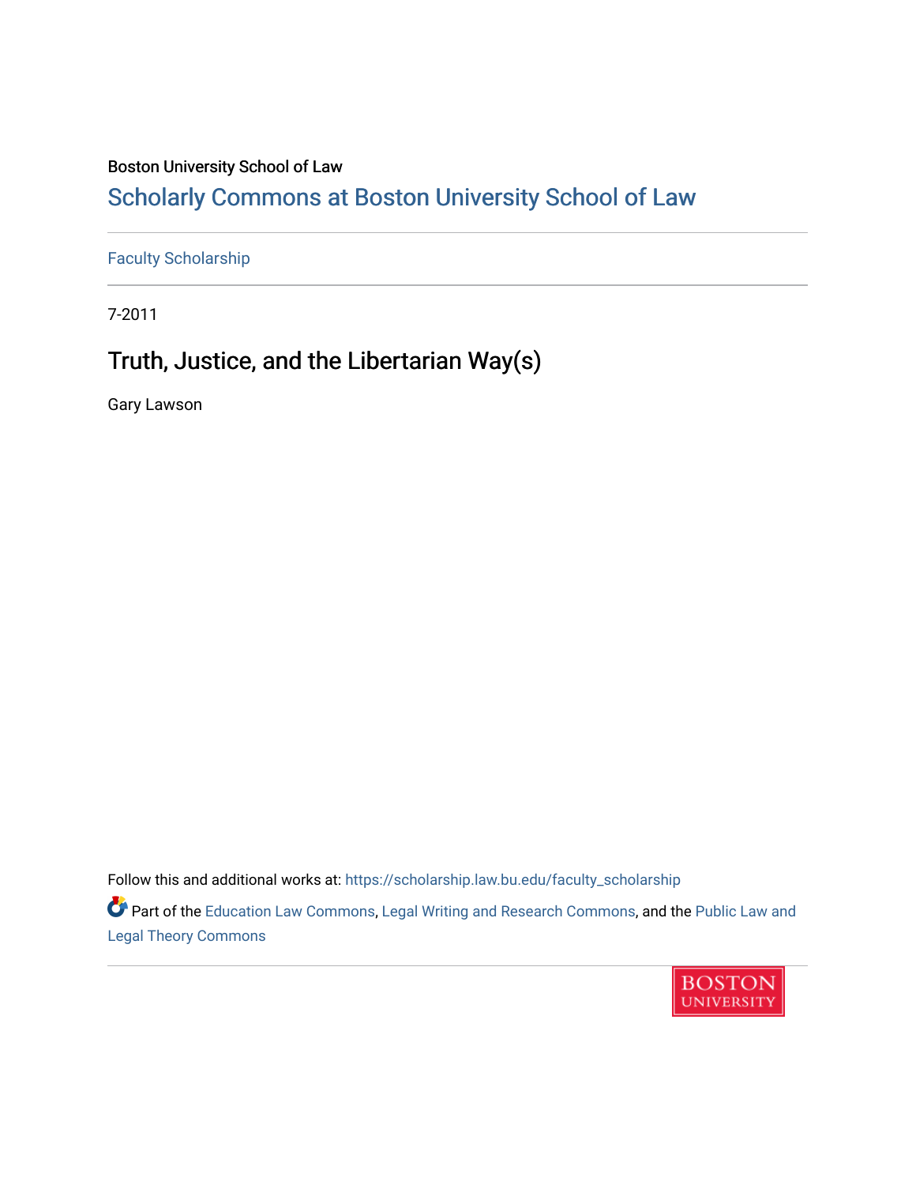Boston University School of Law

## Scholarly Commons at Boston University School of Law

Faculty Scholarship

7-2011

# Truth, Justice, and the Libertarian Way(s)

Gary Lawson

Follow this and additional works at: https://scholarship.law.bu.edu/faculty_scholarship

Part of the Education Law Commons, Legal Writing and Research Commons, and the Public Law and Legal Theory Commons

BOSTON UNIVERSITY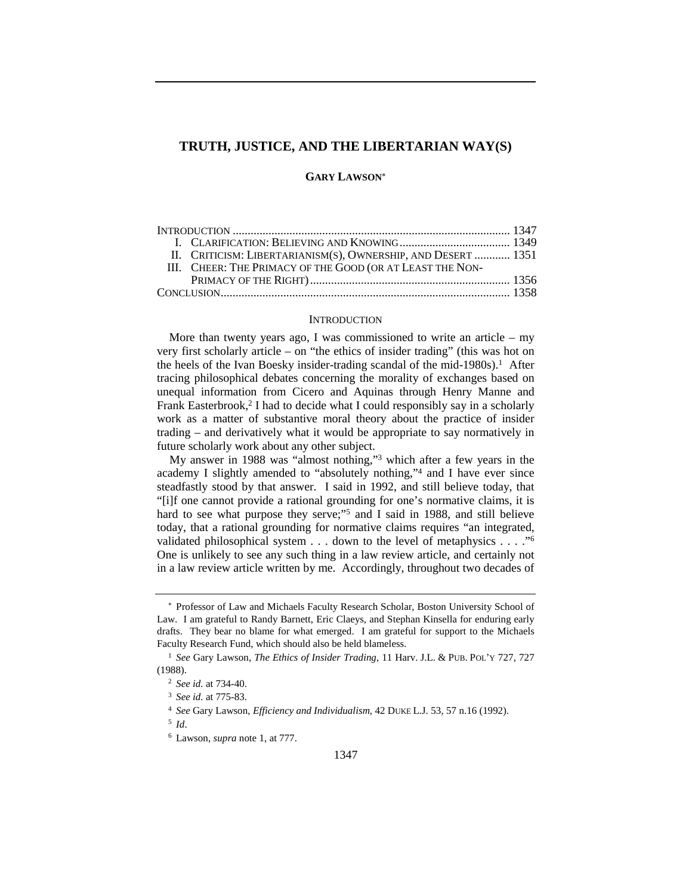# TRUTH, JUSTICE, AND THE LIBERTARIAN WAY(S)

**GARY LAWSON***

INTRODUCTION ............................................................................................ 1347
I. CLARIFICATION: BELIEVING AND KNOWING ..................................... 1349
II. CRITICISM: LIBERTARIANISM(S), OWNERSHIP, AND DESERT ............ 1351
III. CHEER: THE PRIMACY OF THE GOOD (OR AT LEAST THE NON-PRIMACY OF THE RIGHT) .................................................................. 1356
CONCLUSION ................................................................................................ 1358

## INTRODUCTION

More than twenty years ago, I was commissioned to write an article – my very first scholarly article – on "the ethics of insider trading" (this was hot on the heels of the Ivan Boesky insider-trading scandal of the mid-1980s).[1] After tracing philosophical debates concerning the morality of exchanges based on unequal information from Cicero and Aquinas through Henry Manne and Frank Easterbrook,[2] I had to decide what I could responsibly say in a scholarly work as a matter of substantive moral theory about the practice of insider trading – and derivatively what it would be appropriate to say normatively in future scholarly work about any other subject.

My answer in 1988 was "almost nothing,"[3] which after a few years in the academy I slightly amended to "absolutely nothing,"[4] and I have ever since steadfastly stood by that answer. I said in 1992, and still believe today, that "[i]f one cannot provide a rational grounding for one's normative claims, it is hard to see what purpose they serve;"[5] and I said in 1988, and still believe today, that a rational grounding for normative claims requires "an integrated, validated philosophical system . . . down to the level of metaphysics . . . ."[6] One is unlikely to see any such thing in a law review article, and certainly not in a law review article written by me. Accordingly, throughout two decades of

---

\* Professor of Law and Michaels Faculty Research Scholar, Boston University School of Law. I am grateful to Randy Barnett, Eric Claeys, and Stephan Kinsella for enduring early drafts. They bear no blame for what emerged. I am grateful for support to the Michaels Faculty Research Fund, which should also be held blameless.

[1] *See* Gary Lawson, *The Ethics of Insider Trading*, 11 Harv. J.L. & PUB. POL'Y 727, 727 (1988).

[2] *See id.* at 734-40.

[3] *See id.* at 775-83.

[4] *See* Gary Lawson, *Efficiency and Individualism*, 42 DUKE L.J. 53, 57 n.16 (1992).

[5] *Id*.

[6] Lawson, *supra* note 1, at 777.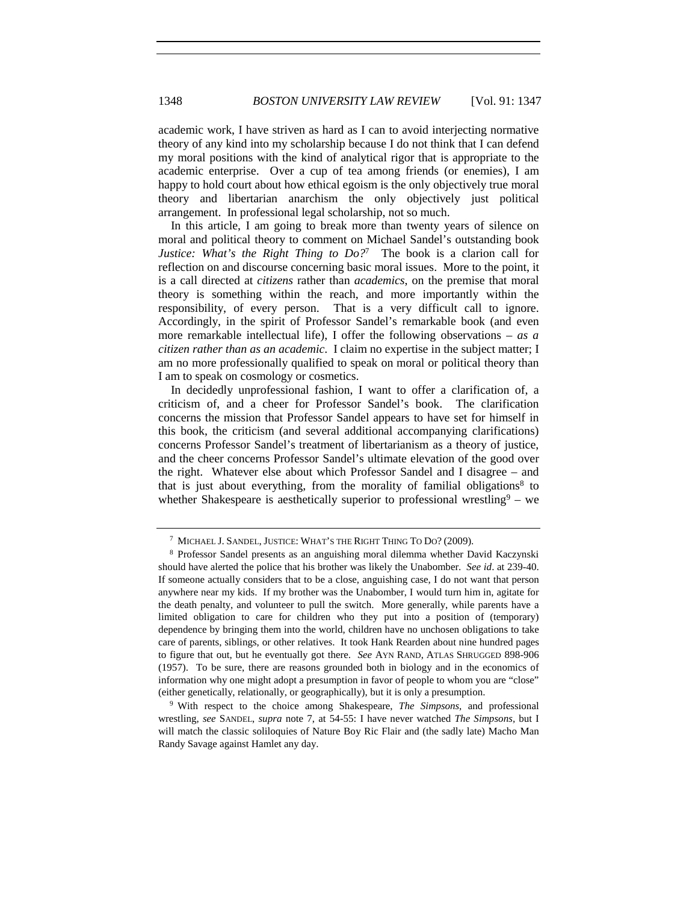academic work, I have striven as hard as I can to avoid interjecting normative theory of any kind into my scholarship because I do not think that I can defend my moral positions with the kind of analytical rigor that is appropriate to the academic enterprise. Over a cup of tea among friends (or enemies), I am happy to hold court about how ethical egoism is the only objectively true moral theory and libertarian anarchism the only objectively just political arrangement. In professional legal scholarship, not so much.

In this article, I am going to break more than twenty years of silence on moral and political theory to comment on Michael Sandel's outstanding book *Justice: What's the Right Thing to Do?*[7] The book is a clarion call for reflection on and discourse concerning basic moral issues. More to the point, it is a call directed at *citizens* rather than *academics*, on the premise that moral theory is something within the reach, and more importantly within the responsibility, of every person. That is a very difficult call to ignore. Accordingly, in the spirit of Professor Sandel's remarkable book (and even more remarkable intellectual life), I offer the following observations – *as a citizen rather than as an academic*. I claim no expertise in the subject matter; I am no more professionally qualified to speak on moral or political theory than I am to speak on cosmology or cosmetics.

In decidedly unprofessional fashion, I want to offer a clarification of, a criticism of, and a cheer for Professor Sandel's book. The clarification concerns the mission that Professor Sandel appears to have set for himself in this book, the criticism (and several additional accompanying clarifications) concerns Professor Sandel's treatment of libertarianism as a theory of justice, and the cheer concerns Professor Sandel's ultimate elevation of the good over the right. Whatever else about which Professor Sandel and I disagree – and that is just about everything, from the morality of familial obligations[8] to whether Shakespeare is aesthetically superior to professional wrestling[9] – we

---

[7] MICHAEL J. SANDEL, JUSTICE: WHAT'S THE RIGHT THING TO DO? (2009).

[8] Professor Sandel presents as an anguishing moral dilemma whether David Kaczynski should have alerted the police that his brother was likely the Unabomber. *See id*. at 239-40. If someone actually considers that to be a close, anguishing case, I do not want that person anywhere near my kids. If my brother was the Unabomber, I would turn him in, agitate for the death penalty, and volunteer to pull the switch. More generally, while parents have a limited obligation to care for children who they put into a position of (temporary) dependence by bringing them into the world, children have no unchosen obligations to take care of parents, siblings, or other relatives. It took Hank Rearden about nine hundred pages to figure that out, but he eventually got there. *See* AYN RAND, ATLAS SHRUGGED 898-906 (1957). To be sure, there are reasons grounded both in biology and in the economics of information why one might adopt a presumption in favor of people to whom you are "close" (either genetically, relationally, or geographically), but it is only a presumption.

[9] With respect to the choice among Shakespeare, *The Simpsons*, and professional wrestling, *see* SANDEL, *supra* note 7, at 54-55: I have never watched *The Simpsons*, but I will match the classic soliloquies of Nature Boy Ric Flair and (the sadly late) Macho Man Randy Savage against Hamlet any day.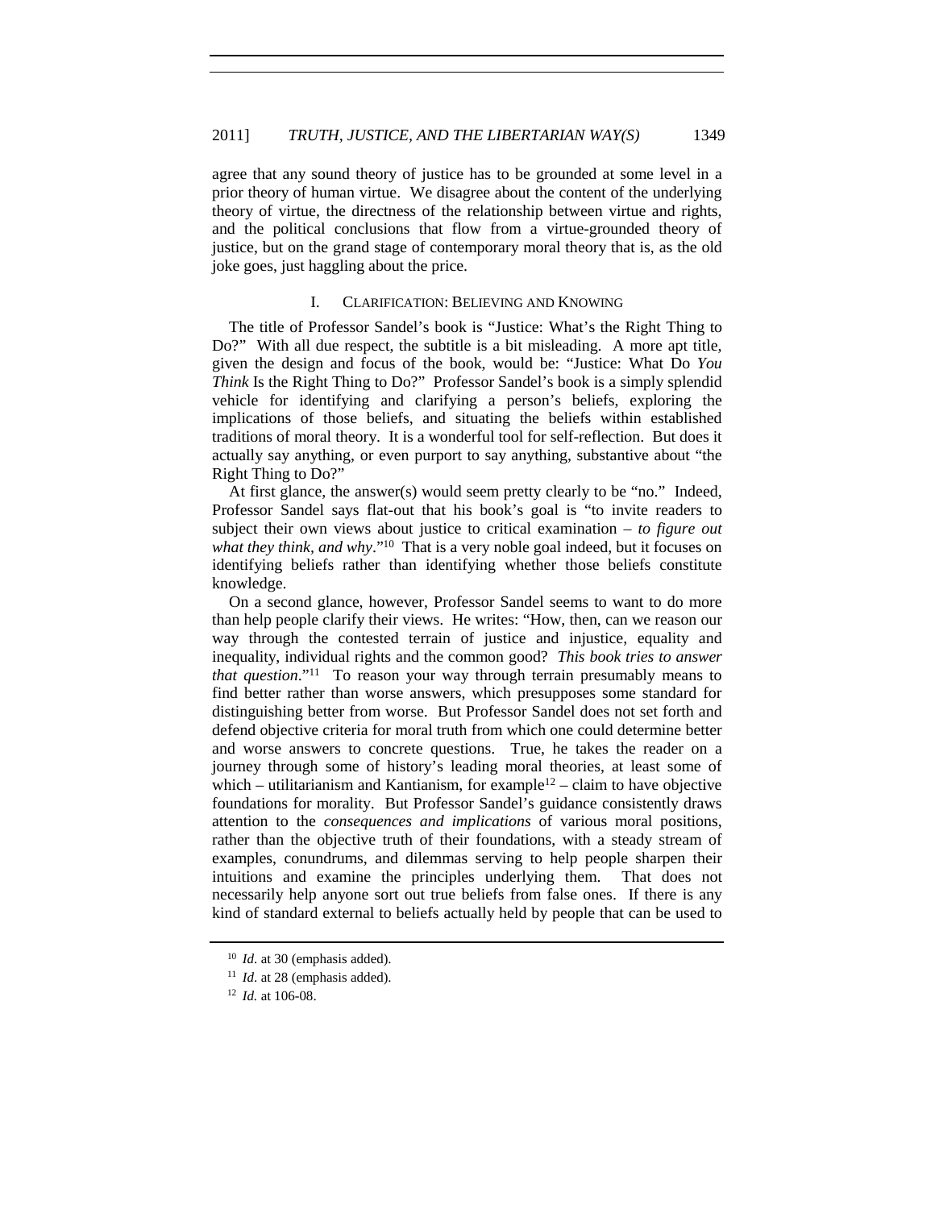agree that any sound theory of justice has to be grounded at some level in a prior theory of human virtue. We disagree about the content of the underlying theory of virtue, the directness of the relationship between virtue and rights, and the political conclusions that flow from a virtue-grounded theory of justice, but on the grand stage of contemporary moral theory that is, as the old joke goes, just haggling about the price.

## I. Clarification: Believing and Knowing

The title of Professor Sandel's book is "Justice: What's the Right Thing to Do?" With all due respect, the subtitle is a bit misleading. A more apt title, given the design and focus of the book, would be: "Justice: What Do *You Think* Is the Right Thing to Do?" Professor Sandel's book is a simply splendid vehicle for identifying and clarifying a person's beliefs, exploring the implications of those beliefs, and situating the beliefs within established traditions of moral theory. It is a wonderful tool for self-reflection. But does it actually say anything, or even purport to say anything, substantive about "the Right Thing to Do?"

At first glance, the answer(s) would seem pretty clearly to be "no." Indeed, Professor Sandel says flat-out that his book's goal is "to invite readers to subject their own views about justice to critical examination – *to figure out what they think, and why*."[10] That is a very noble goal indeed, but it focuses on identifying beliefs rather than identifying whether those beliefs constitute knowledge.

On a second glance, however, Professor Sandel seems to want to do more than help people clarify their views. He writes: "How, then, can we reason our way through the contested terrain of justice and injustice, equality and inequality, individual rights and the common good? *This book tries to answer that question*."[11] To reason your way through terrain presumably means to find better rather than worse answers, which presupposes some standard for distinguishing better from worse. But Professor Sandel does not set forth and defend objective criteria for moral truth from which one could determine better and worse answers to concrete questions. True, he takes the reader on a journey through some of history's leading moral theories, at least some of which – utilitarianism and Kantianism, for example[12] – claim to have objective foundations for morality. But Professor Sandel's guidance consistently draws attention to the *consequences and implications* of various moral positions, rather than the objective truth of their foundations, with a steady stream of examples, conundrums, and dilemmas serving to help people sharpen their intuitions and examine the principles underlying them. That does not necessarily help anyone sort out true beliefs from false ones. If there is any kind of standard external to beliefs actually held by people that can be used to

---

[10] *Id*. at 30 (emphasis added).

[11] *Id*. at 28 (emphasis added).

[12] *Id.* at 106-08.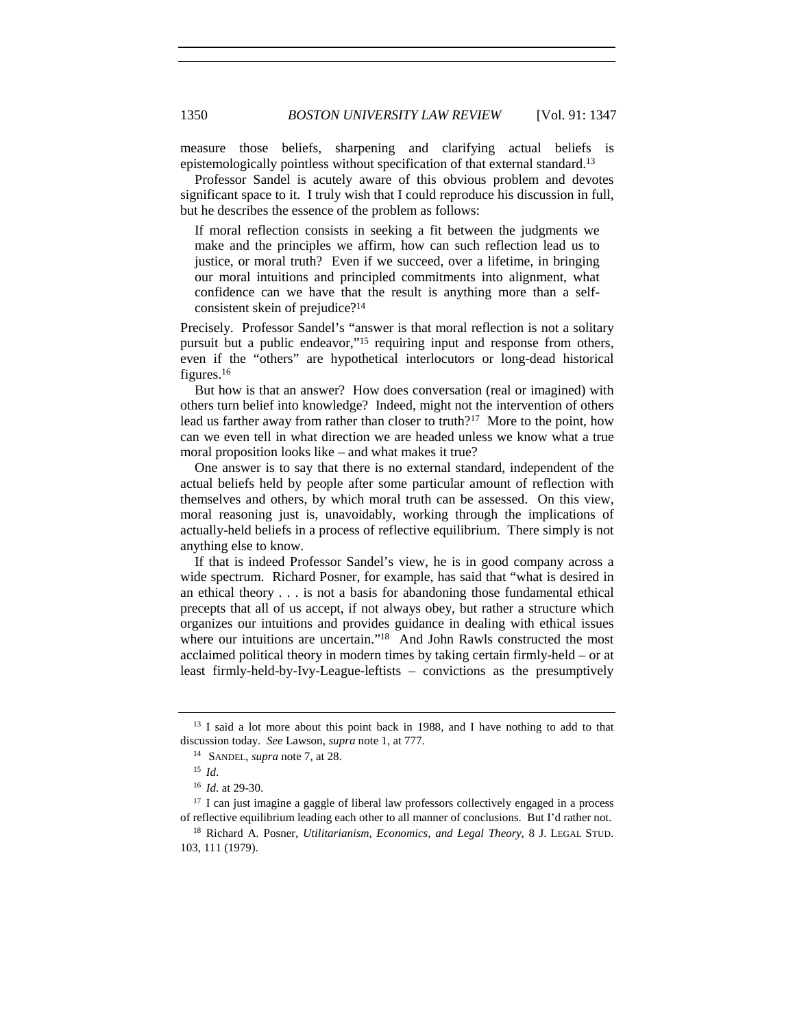measure those beliefs, sharpening and clarifying actual beliefs is epistemologically pointless without specification of that external standard.[13]

Professor Sandel is acutely aware of this obvious problem and devotes significant space to it. I truly wish that I could reproduce his discussion in full, but he describes the essence of the problem as follows:

> If moral reflection consists in seeking a fit between the judgments we make and the principles we affirm, how can such reflection lead us to justice, or moral truth? Even if we succeed, over a lifetime, in bringing our moral intuitions and principled commitments into alignment, what confidence can we have that the result is anything more than a self-consistent skein of prejudice?[14]

Precisely. Professor Sandel's "answer is that moral reflection is not a solitary pursuit but a public endeavor,"[15] requiring input and response from others, even if the "others" are hypothetical interlocutors or long-dead historical figures.[16]

But how is that an answer? How does conversation (real or imagined) with others turn belief into knowledge? Indeed, might not the intervention of others lead us farther away from rather than closer to truth?[17] More to the point, how can we even tell in what direction we are headed unless we know what a true moral proposition looks like – and what makes it true?

One answer is to say that there is no external standard, independent of the actual beliefs held by people after some particular amount of reflection with themselves and others, by which moral truth can be assessed. On this view, moral reasoning just is, unavoidably, working through the implications of actually-held beliefs in a process of reflective equilibrium. There simply is not anything else to know.

If that is indeed Professor Sandel's view, he is in good company across a wide spectrum. Richard Posner, for example, has said that "what is desired in an ethical theory . . . is not a basis for abandoning those fundamental ethical precepts that all of us accept, if not always obey, but rather a structure which organizes our intuitions and provides guidance in dealing with ethical issues where our intuitions are uncertain."[18] And John Rawls constructed the most acclaimed political theory in modern times by taking certain firmly-held – or at least firmly-held-by-Ivy-League-leftists – convictions as the presumptively

---

[13] I said a lot more about this point back in 1988, and I have nothing to add to that discussion today. *See* Lawson, *supra* note 1, at 777.

[14] SANDEL, *supra* note 7, at 28.

[15] *Id*.

[16] *Id*. at 29-30.

[17] I can just imagine a gaggle of liberal law professors collectively engaged in a process of reflective equilibrium leading each other to all manner of conclusions. But I'd rather not.

[18] Richard A. Posner, *Utilitarianism, Economics, and Legal Theory*, 8 J. LEGAL STUD. 103, 111 (1979).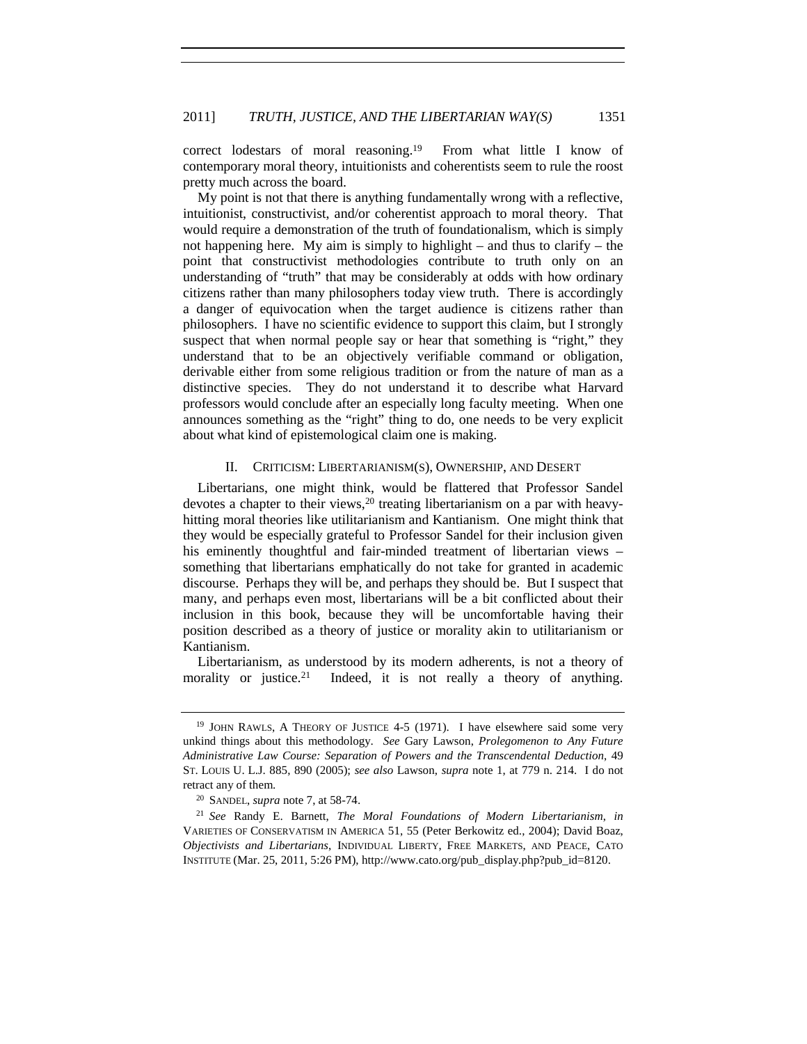correct lodestars of moral reasoning.[19] From what little I know of contemporary moral theory, intuitionists and coherentists seem to rule the roost pretty much across the board.

My point is not that there is anything fundamentally wrong with a reflective, intuitionist, constructivist, and/or coherentist approach to moral theory. That would require a demonstration of the truth of foundationalism, which is simply not happening here. My aim is simply to highlight – and thus to clarify – the point that constructivist methodologies contribute to truth only on an understanding of "truth" that may be considerably at odds with how ordinary citizens rather than many philosophers today view truth. There is accordingly a danger of equivocation when the target audience is citizens rather than philosophers. I have no scientific evidence to support this claim, but I strongly suspect that when normal people say or hear that something is "right," they understand that to be an objectively verifiable command or obligation, derivable either from some religious tradition or from the nature of man as a distinctive species. They do not understand it to describe what Harvard professors would conclude after an especially long faculty meeting. When one announces something as the "right" thing to do, one needs to be very explicit about what kind of epistemological claim one is making.

## II. CRITICISM: LIBERTARIANISM(S), OWNERSHIP, AND DESERT

Libertarians, one might think, would be flattered that Professor Sandel devotes a chapter to their views,[20] treating libertarianism on a par with heavy-hitting moral theories like utilitarianism and Kantianism. One might think that they would be especially grateful to Professor Sandel for their inclusion given his eminently thoughtful and fair-minded treatment of libertarian views – something that libertarians emphatically do not take for granted in academic discourse. Perhaps they will be, and perhaps they should be. But I suspect that many, and perhaps even most, libertarians will be a bit conflicted about their inclusion in this book, because they will be uncomfortable having their position described as a theory of justice or morality akin to utilitarianism or Kantianism.

Libertarianism, as understood by its modern adherents, is not a theory of morality or justice.[21] Indeed, it is not really a theory of anything.

---

[19] JOHN RAWLS, A THEORY OF JUSTICE 4-5 (1971). I have elsewhere said some very unkind things about this methodology. *See* Gary Lawson, *Prolegomenon to Any Future Administrative Law Course: Separation of Powers and the Transcendental Deduction*, 49 ST. LOUIS U. L.J. 885, 890 (2005); *see also* Lawson, *supra* note 1, at 779 n. 214. I do not retract any of them.

[20] SANDEL, *supra* note 7, at 58-74.

[21] *See* Randy E. Barnett, *The Moral Foundations of Modern Libertarianism*, *in* VARIETIES OF CONSERVATISM IN AMERICA 51, 55 (Peter Berkowitz ed., 2004); David Boaz, *Objectivists and Libertarians*, INDIVIDUAL LIBERTY, FREE MARKETS, AND PEACE, CATO INSTITUTE (Mar. 25, 2011, 5:26 PM), http://www.cato.org/pub_display.php?pub_id=8120.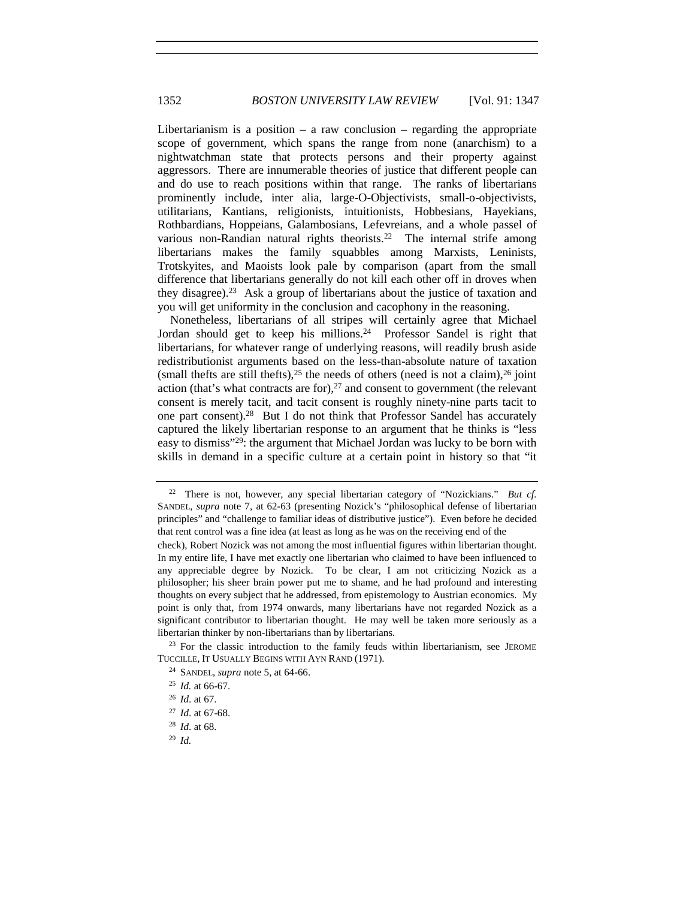Libertarianism is a position – a raw conclusion – regarding the appropriate scope of government, which spans the range from none (anarchism) to a nightwatchman state that protects persons and their property against aggressors. There are innumerable theories of justice that different people can and do use to reach positions within that range. The ranks of libertarians prominently include, inter alia, large-O-Objectivists, small-o-objectivists, utilitarians, Kantians, religionists, intuitionists, Hobbesians, Hayekians, Rothbardians, Hoppeians, Galambosians, Lefevreians, and a whole passel of various non-Randian natural rights theorists.[22] The internal strife among libertarians makes the family squabbles among Marxists, Leninists, Trotskyites, and Maoists look pale by comparison (apart from the small difference that libertarians generally do not kill each other off in droves when they disagree).[23] Ask a group of libertarians about the justice of taxation and you will get uniformity in the conclusion and cacophony in the reasoning.

Nonetheless, libertarians of all stripes will certainly agree that Michael Jordan should get to keep his millions.[24] Professor Sandel is right that libertarians, for whatever range of underlying reasons, will readily brush aside redistributionist arguments based on the less-than-absolute nature of taxation (small thefts are still thefts),[25] the needs of others (need is not a claim),[26] joint action (that's what contracts are for),[27] and consent to government (the relevant consent is merely tacit, and tacit consent is roughly ninety-nine parts tacit to one part consent).[28] But I do not think that Professor Sandel has accurately captured the likely libertarian response to an argument that he thinks is "less easy to dismiss"[29]: the argument that Michael Jordan was lucky to be born with skills in demand in a specific culture at a certain point in history so that "it

---

[22] There is not, however, any special libertarian category of "Nozickians." *But cf.* SANDEL, *supra* note 7, at 62-63 (presenting Nozick's "philosophical defense of libertarian principles" and "challenge to familiar ideas of distributive justice"). Even before he decided that rent control was a fine idea (at least as long as he was on the receiving end of the check), Robert Nozick was not among the most influential figures within libertarian thought. In my entire life, I have met exactly one libertarian who claimed to have been influenced to any appreciable degree by Nozick. To be clear, I am not criticizing Nozick as a philosopher; his sheer brain power put me to shame, and he had profound and interesting thoughts on every subject that he addressed, from epistemology to Austrian economics. My point is only that, from 1974 onwards, many libertarians have not regarded Nozick as a significant contributor to libertarian thought. He may well be taken more seriously as a libertarian thinker by non-libertarians than by libertarians.

[23] For the classic introduction to the family feuds within libertarianism, see JEROME TUCCILLE, IT USUALLY BEGINS WITH AYN RAND (1971).

[24] SANDEL, *supra* note 5, at 64-66.

[25] *Id.* at 66-67.

[26] *Id*. at 67.

[27] *Id*. at 67-68.

[28] *Id*. at 68.

[29] *Id.*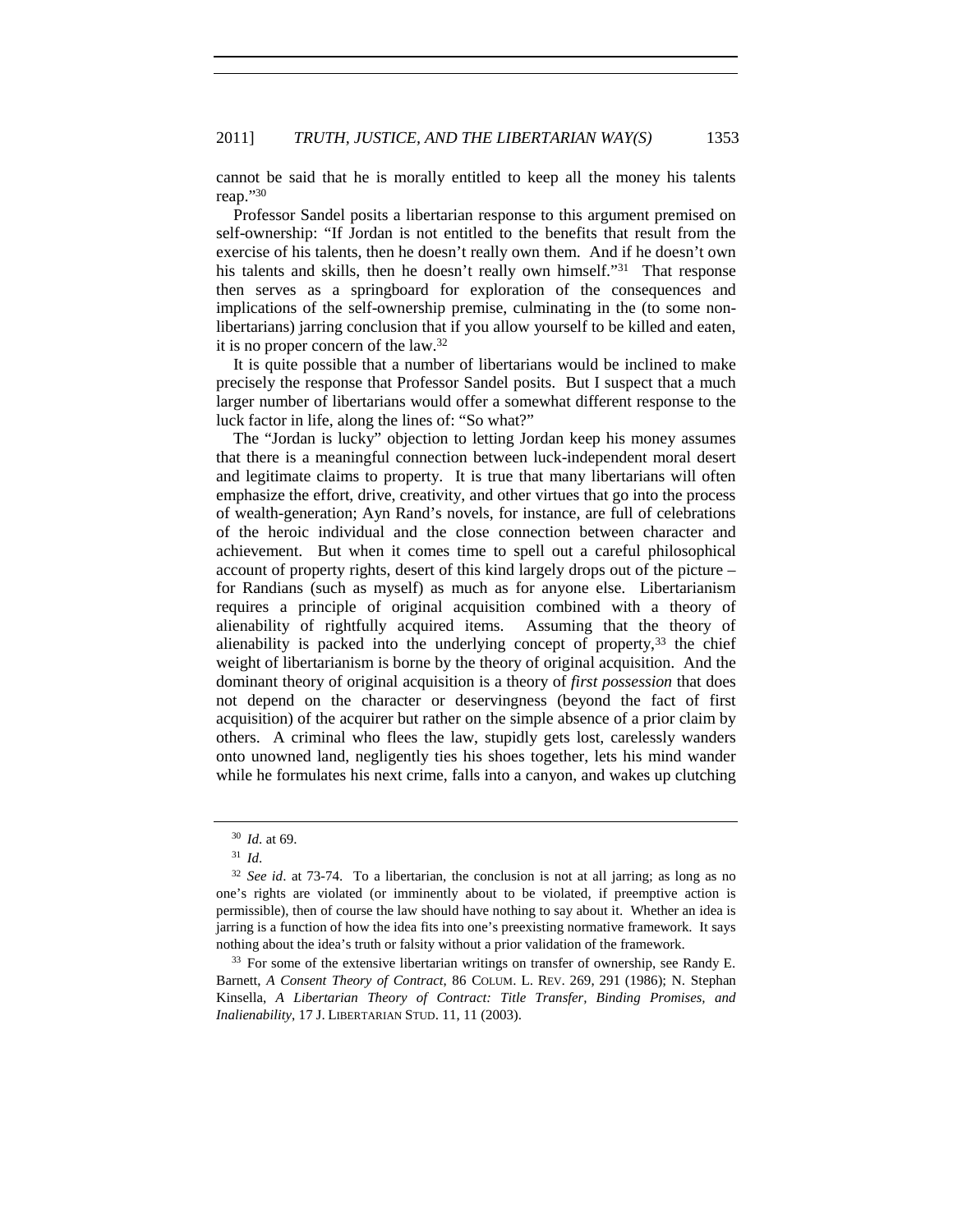cannot be said that he is morally entitled to keep all the money his talents reap."[30]

Professor Sandel posits a libertarian response to this argument premised on self-ownership: "If Jordan is not entitled to the benefits that result from the exercise of his talents, then he doesn't really own them. And if he doesn't own his talents and skills, then he doesn't really own himself."[31] That response then serves as a springboard for exploration of the consequences and implications of the self-ownership premise, culminating in the (to some non-libertarians) jarring conclusion that if you allow yourself to be killed and eaten, it is no proper concern of the law.[32]

It is quite possible that a number of libertarians would be inclined to make precisely the response that Professor Sandel posits. But I suspect that a much larger number of libertarians would offer a somewhat different response to the luck factor in life, along the lines of: "So what?"

The "Jordan is lucky" objection to letting Jordan keep his money assumes that there is a meaningful connection between luck-independent moral desert and legitimate claims to property. It is true that many libertarians will often emphasize the effort, drive, creativity, and other virtues that go into the process of wealth-generation; Ayn Rand's novels, for instance, are full of celebrations of the heroic individual and the close connection between character and achievement. But when it comes time to spell out a careful philosophical account of property rights, desert of this kind largely drops out of the picture – for Randians (such as myself) as much as for anyone else. Libertarianism requires a principle of original acquisition combined with a theory of alienability of rightfully acquired items. Assuming that the theory of alienability is packed into the underlying concept of property,[33] the chief weight of libertarianism is borne by the theory of original acquisition. And the dominant theory of original acquisition is a theory of *first possession* that does not depend on the character or deservingness (beyond the fact of first acquisition) of the acquirer but rather on the simple absence of a prior claim by others. A criminal who flees the law, stupidly gets lost, carelessly wanders onto unowned land, negligently ties his shoes together, lets his mind wander while he formulates his next crime, falls into a canyon, and wakes up clutching

---

[30] *Id*. at 69.

[31] *Id*.

[32] *See id*. at 73-74. To a libertarian, the conclusion is not at all jarring; as long as no one's rights are violated (or imminently about to be violated, if preemptive action is permissible), then of course the law should have nothing to say about it. Whether an idea is jarring is a function of how the idea fits into one's preexisting normative framework. It says nothing about the idea's truth or falsity without a prior validation of the framework.

[33] For some of the extensive libertarian writings on transfer of ownership, see Randy E. Barnett, *A Consent Theory of Contract*, 86 COLUM. L. REV. 269, 291 (1986); N. Stephan Kinsella, *A Libertarian Theory of Contract: Title Transfer, Binding Promises, and Inalienability*, 17 J. LIBERTARIAN STUD. 11, 11 (2003).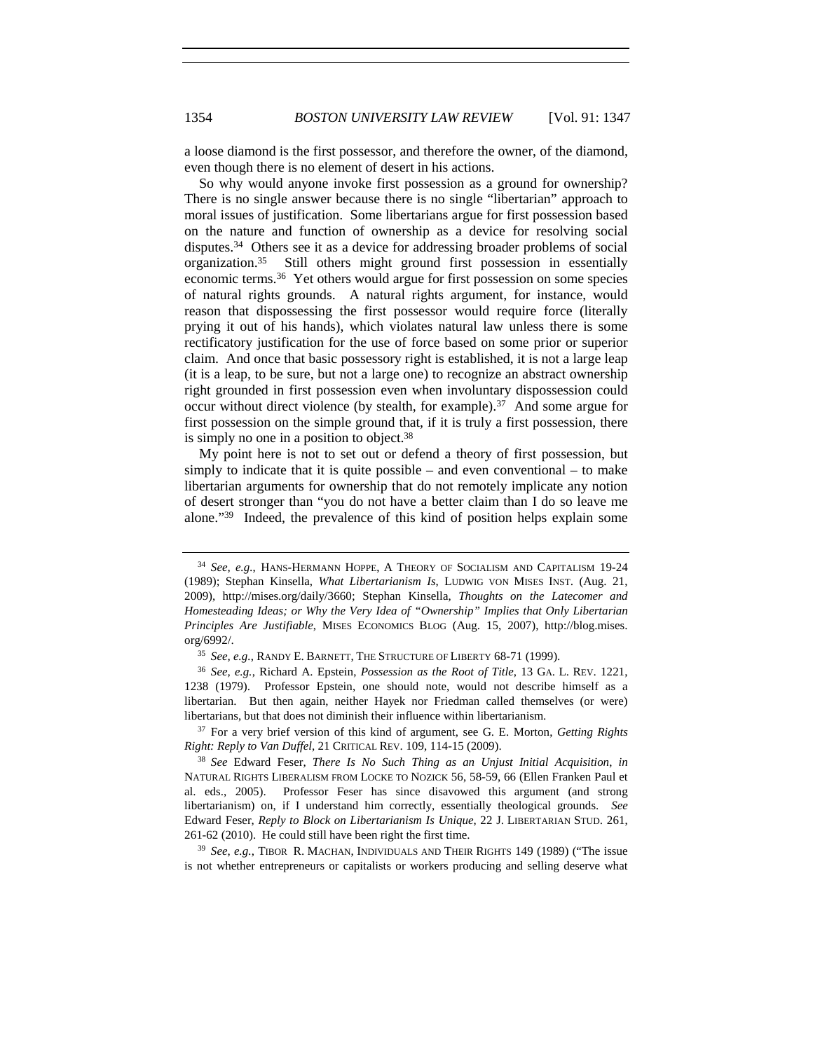a loose diamond is the first possessor, and therefore the owner, of the diamond, even though there is no element of desert in his actions.

So why would anyone invoke first possession as a ground for ownership? There is no single answer because there is no single "libertarian" approach to moral issues of justification. Some libertarians argue for first possession based on the nature and function of ownership as a device for resolving social disputes.[34] Others see it as a device for addressing broader problems of social organization.[35] Still others might ground first possession in essentially economic terms.[36] Yet others would argue for first possession on some species of natural rights grounds. A natural rights argument, for instance, would reason that dispossessing the first possessor would require force (literally prying it out of his hands), which violates natural law unless there is some rectificatory justification for the use of force based on some prior or superior claim. And once that basic possessory right is established, it is not a large leap (it is a leap, to be sure, but not a large one) to recognize an abstract ownership right grounded in first possession even when involuntary dispossession could occur without direct violence (by stealth, for example).[37] And some argue for first possession on the simple ground that, if it is truly a first possession, there is simply no one in a position to object.[38]

My point here is not to set out or defend a theory of first possession, but simply to indicate that it is quite possible – and even conventional – to make libertarian arguments for ownership that do not remotely implicate any notion of desert stronger than "you do not have a better claim than I do so leave me alone."[39] Indeed, the prevalence of this kind of position helps explain some

---

[34] *See, e.g.*, HANS-HERMANN HOPPE, A THEORY OF SOCIALISM AND CAPITALISM 19-24 (1989); Stephan Kinsella, *What Libertarianism Is*, LUDWIG VON MISES INST. (Aug. 21, 2009), http://mises.org/daily/3660; Stephan Kinsella, *Thoughts on the Latecomer and Homesteading Ideas; or Why the Very Idea of "Ownership" Implies that Only Libertarian Principles Are Justifiable*, MISES ECONOMICS BLOG (Aug. 15, 2007), http://blog.mises.org/6992/.

[35] *See, e.g.*, RANDY E. BARNETT, THE STRUCTURE OF LIBERTY 68-71 (1999).

[36] *See, e.g.*, Richard A. Epstein, *Possession as the Root of Title*, 13 GA. L. REV. 1221, 1238 (1979). Professor Epstein, one should note, would not describe himself as a libertarian. But then again, neither Hayek nor Friedman called themselves (or were) libertarians, but that does not diminish their influence within libertarianism.

[37] For a very brief version of this kind of argument, see G. E. Morton, *Getting Rights Right: Reply to Van Duffel*, 21 CRITICAL REV. 109, 114-15 (2009).

[38] *See* Edward Feser, *There Is No Such Thing as an Unjust Initial Acquisition*, *in* NATURAL RIGHTS LIBERALISM FROM LOCKE TO NOZICK 56, 58-59, 66 (Ellen Franken Paul et al. eds., 2005). Professor Feser has since disavowed this argument (and strong libertarianism) on, if I understand him correctly, essentially theological grounds. *See* Edward Feser, *Reply to Block on Libertarianism Is Unique*, 22 J. LIBERTARIAN STUD. 261, 261-62 (2010). He could still have been right the first time.

[39] *See, e.g.*, TIBOR R. MACHAN, INDIVIDUALS AND THEIR RIGHTS 149 (1989) ("The issue is not whether entrepreneurs or capitalists or workers producing and selling deserve what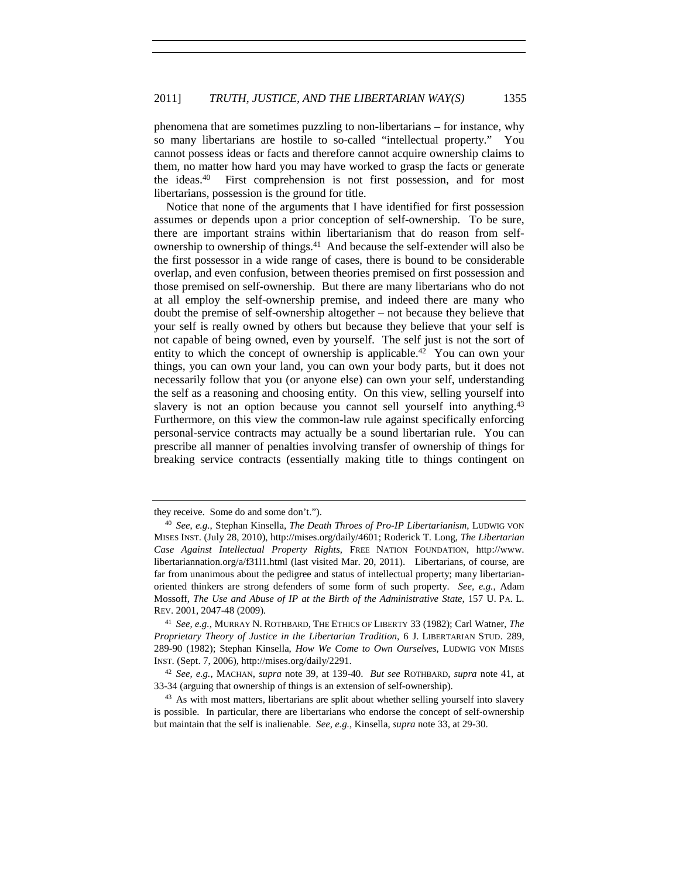phenomena that are sometimes puzzling to non-libertarians – for instance, why so many libertarians are hostile to so-called "intellectual property." You cannot possess ideas or facts and therefore cannot acquire ownership claims to them, no matter how hard you may have worked to grasp the facts or generate the ideas.[40] First comprehension is not first possession, and for most libertarians, possession is the ground for title.

Notice that none of the arguments that I have identified for first possession assumes or depends upon a prior conception of self-ownership. To be sure, there are important strains within libertarianism that do reason from self-ownership to ownership of things.[41] And because the self-extender will also be the first possessor in a wide range of cases, there is bound to be considerable overlap, and even confusion, between theories premised on first possession and those premised on self-ownership. But there are many libertarians who do not at all employ the self-ownership premise, and indeed there are many who doubt the premise of self-ownership altogether – not because they believe that your self is really owned by others but because they believe that your self is not capable of being owned, even by yourself. The self just is not the sort of entity to which the concept of ownership is applicable.[42] You can own your things, you can own your land, you can own your body parts, but it does not necessarily follow that you (or anyone else) can own your self, understanding the self as a reasoning and choosing entity. On this view, selling yourself into slavery is not an option because you cannot sell yourself into anything.[43] Furthermore, on this view the common-law rule against specifically enforcing personal-service contracts may actually be a sound libertarian rule. You can prescribe all manner of penalties involving transfer of ownership of things for breaking service contracts (essentially making title to things contingent on

---

they receive. Some do and some don't.").

[40] *See, e.g.*, Stephan Kinsella, *The Death Throes of Pro-IP Libertarianism*, LUDWIG VON MISES INST. (July 28, 2010), http://mises.org/daily/4601; Roderick T. Long, *The Libertarian Case Against Intellectual Property Rights*, FREE NATION FOUNDATION, http://www.libertariannation.org/a/f31l1.html (last visited Mar. 20, 2011). Libertarians, of course, are far from unanimous about the pedigree and status of intellectual property; many libertarian-oriented thinkers are strong defenders of some form of such property. *See, e.g.*, Adam Mossoff, *The Use and Abuse of IP at the Birth of the Administrative State*, 157 U. PA. L. REV. 2001, 2047-48 (2009).

[41] *See, e.g.*, MURRAY N. ROTHBARD, THE ETHICS OF LIBERTY 33 (1982); Carl Watner, *The Proprietary Theory of Justice in the Libertarian Tradition*, 6 J. LIBERTARIAN STUD. 289, 289-90 (1982); Stephan Kinsella, *How We Come to Own Ourselves*, LUDWIG VON MISES INST. (Sept. 7, 2006), http://mises.org/daily/2291.

[42] *See, e.g.*, MACHAN, *supra* note 39, at 139-40. *But see* ROTHBARD, *supra* note 41, at 33-34 (arguing that ownership of things is an extension of self-ownership).

[43] As with most matters, libertarians are split about whether selling yourself into slavery is possible. In particular, there are libertarians who endorse the concept of self-ownership but maintain that the self is inalienable. *See, e.g.*, Kinsella, *supra* note 33, at 29-30.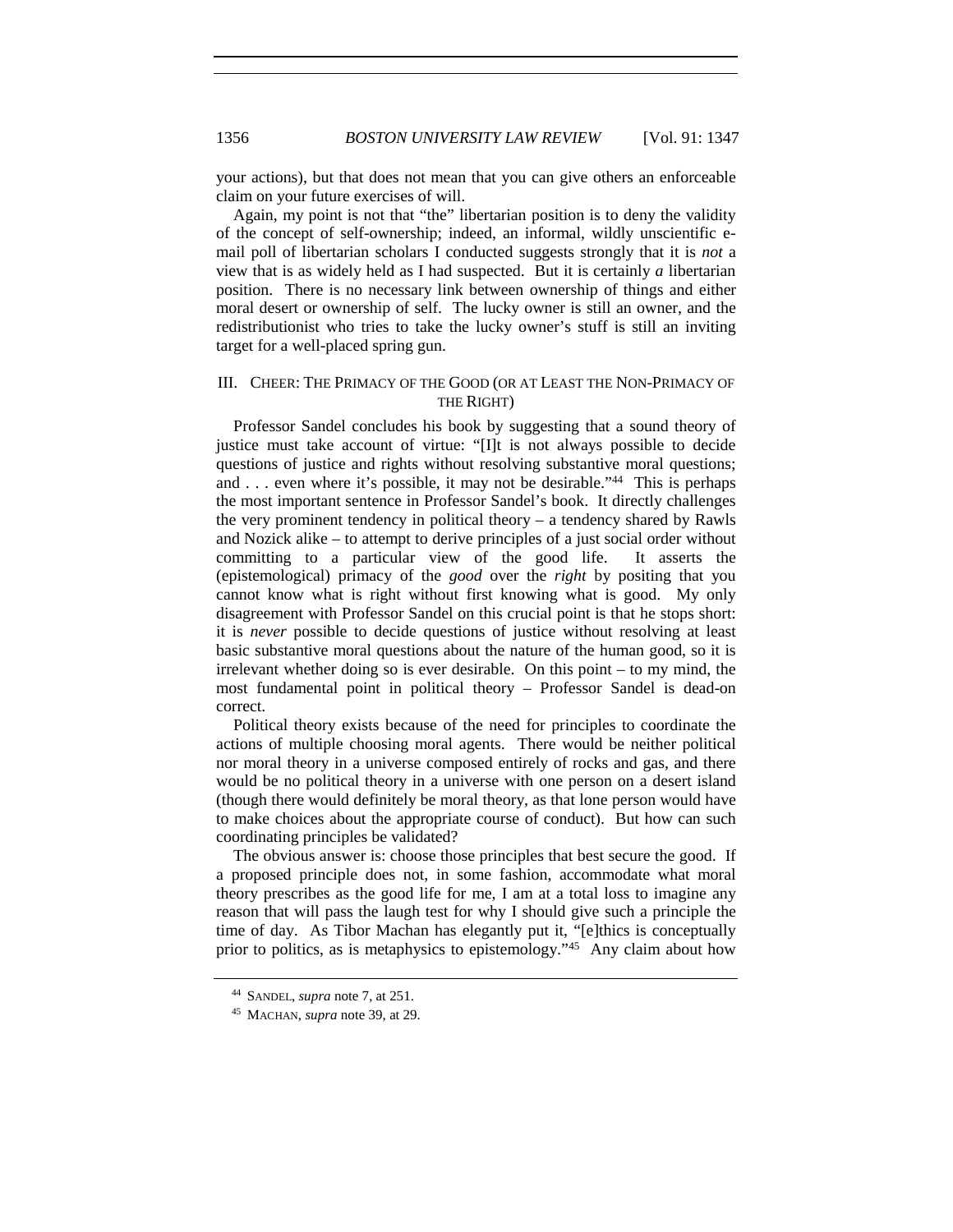your actions), but that does not mean that you can give others an enforceable claim on your future exercises of will.

Again, my point is not that "the" libertarian position is to deny the validity of the concept of self-ownership; indeed, an informal, wildly unscientific e-mail poll of libertarian scholars I conducted suggests strongly that it is *not* a view that is as widely held as I had suspected. But it is certainly *a* libertarian position. There is no necessary link between ownership of things and either moral desert or ownership of self. The lucky owner is still an owner, and the redistributionist who tries to take the lucky owner's stuff is still an inviting target for a well-placed spring gun.

## III. CHEER: THE PRIMACY OF THE GOOD (OR AT LEAST THE NON-PRIMACY OF THE RIGHT)

Professor Sandel concludes his book by suggesting that a sound theory of justice must take account of virtue: "[I]t is not always possible to decide questions of justice and rights without resolving substantive moral questions; and . . . even where it's possible, it may not be desirable."[44] This is perhaps the most important sentence in Professor Sandel's book. It directly challenges the very prominent tendency in political theory – a tendency shared by Rawls and Nozick alike – to attempt to derive principles of a just social order without committing to a particular view of the good life. It asserts the (epistemological) primacy of the *good* over the *right* by positing that you cannot know what is right without first knowing what is good. My only disagreement with Professor Sandel on this crucial point is that he stops short: it is *never* possible to decide questions of justice without resolving at least basic substantive moral questions about the nature of the human good, so it is irrelevant whether doing so is ever desirable. On this point – to my mind, the most fundamental point in political theory – Professor Sandel is dead-on correct.

Political theory exists because of the need for principles to coordinate the actions of multiple choosing moral agents. There would be neither political nor moral theory in a universe composed entirely of rocks and gas, and there would be no political theory in a universe with one person on a desert island (though there would definitely be moral theory, as that lone person would have to make choices about the appropriate course of conduct). But how can such coordinating principles be validated?

The obvious answer is: choose those principles that best secure the good. If a proposed principle does not, in some fashion, accommodate what moral theory prescribes as the good life for me, I am at a total loss to imagine any reason that will pass the laugh test for why I should give such a principle the time of day. As Tibor Machan has elegantly put it, "[e]thics is conceptually prior to politics, as is metaphysics to epistemology."[45] Any claim about how

---

[44] SANDEL, *supra* note 7, at 251.

[45] MACHAN, *supra* note 39, at 29.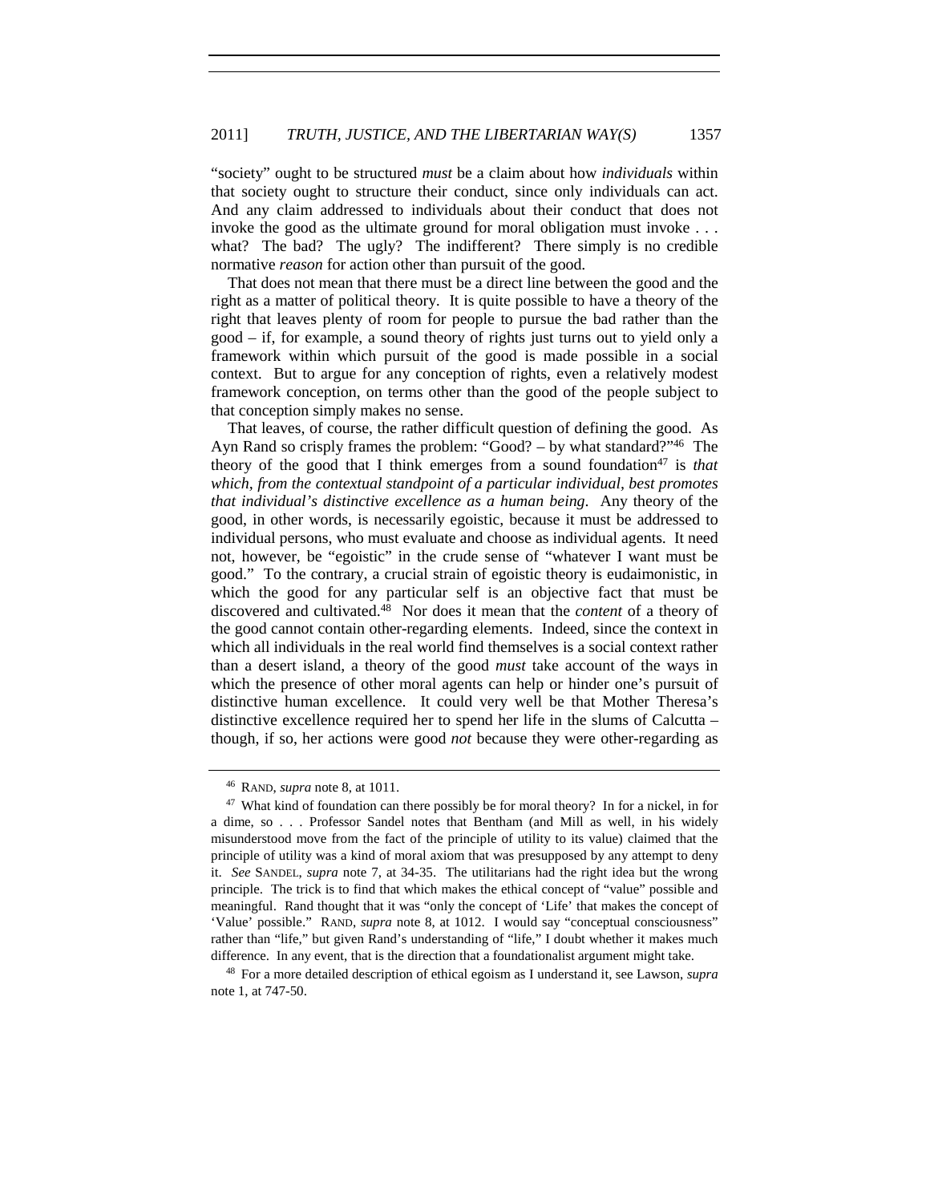"society" ought to be structured *must* be a claim about how *individuals* within that society ought to structure their conduct, since only individuals can act. And any claim addressed to individuals about their conduct that does not invoke the good as the ultimate ground for moral obligation must invoke . . . what? The bad? The ugly? The indifferent? There simply is no credible normative *reason* for action other than pursuit of the good.

That does not mean that there must be a direct line between the good and the right as a matter of political theory. It is quite possible to have a theory of the right that leaves plenty of room for people to pursue the bad rather than the good – if, for example, a sound theory of rights just turns out to yield only a framework within which pursuit of the good is made possible in a social context. But to argue for any conception of rights, even a relatively modest framework conception, on terms other than the good of the people subject to that conception simply makes no sense.

That leaves, of course, the rather difficult question of defining the good. As Ayn Rand so crisply frames the problem: "Good? – by what standard?"[46] The theory of the good that I think emerges from a sound foundation[47] is *that which, from the contextual standpoint of a particular individual, best promotes that individual's distinctive excellence as a human being*. Any theory of the good, in other words, is necessarily egoistic, because it must be addressed to individual persons, who must evaluate and choose as individual agents. It need not, however, be "egoistic" in the crude sense of "whatever I want must be good." To the contrary, a crucial strain of egoistic theory is eudaimonistic, in which the good for any particular self is an objective fact that must be discovered and cultivated.[48] Nor does it mean that the *content* of a theory of the good cannot contain other-regarding elements. Indeed, since the context in which all individuals in the real world find themselves is a social context rather than a desert island, a theory of the good *must* take account of the ways in which the presence of other moral agents can help or hinder one's pursuit of distinctive human excellence. It could very well be that Mother Theresa's distinctive excellence required her to spend her life in the slums of Calcutta – though, if so, her actions were good *not* because they were other-regarding as

---

[46] RAND, *supra* note 8, at 1011.

[47] What kind of foundation can there possibly be for moral theory? In for a nickel, in for a dime, so . . . Professor Sandel notes that Bentham (and Mill as well, in his widely misunderstood move from the fact of the principle of utility to its value) claimed that the principle of utility was a kind of moral axiom that was presupposed by any attempt to deny it. *See* SANDEL, *supra* note 7, at 34-35. The utilitarians had the right idea but the wrong principle. The trick is to find that which makes the ethical concept of "value" possible and meaningful. Rand thought that it was "only the concept of 'Life' that makes the concept of 'Value' possible." RAND, *supra* note 8, at 1012. I would say "conceptual consciousness" rather than "life," but given Rand's understanding of "life," I doubt whether it makes much difference. In any event, that is the direction that a foundationalist argument might take.

[48] For a more detailed description of ethical egoism as I understand it, see Lawson, *supra* note 1, at 747-50.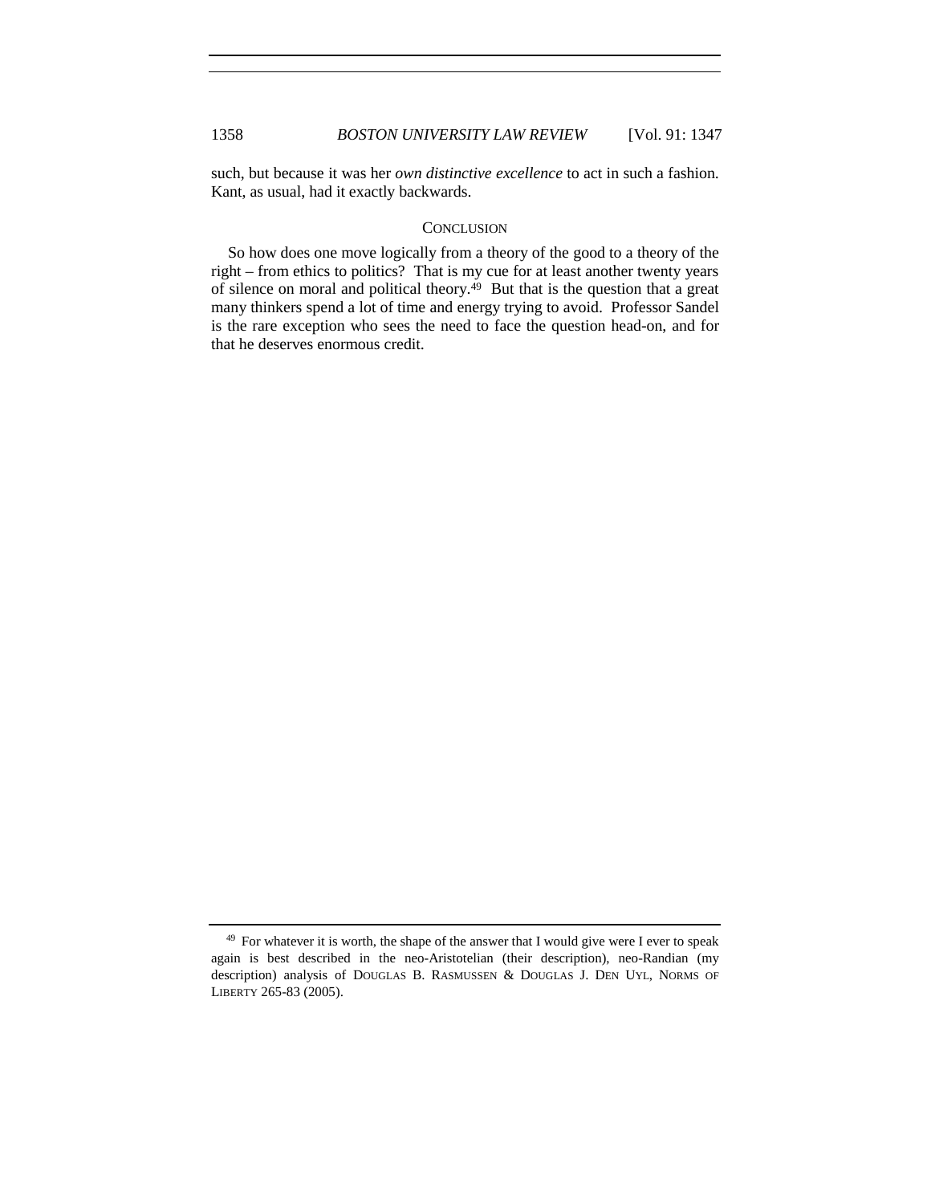such, but because it was her *own distinctive excellence* to act in such a fashion. Kant, as usual, had it exactly backwards.

## CONCLUSION

So how does one move logically from a theory of the good to a theory of the right – from ethics to politics? That is my cue for at least another twenty years of silence on moral and political theory.[49] But that is the question that a great many thinkers spend a lot of time and energy trying to avoid. Professor Sandel is the rare exception who sees the need to face the question head-on, and for that he deserves enormous credit.

---

[49] For whatever it is worth, the shape of the answer that I would give were I ever to speak again is best described in the neo-Aristotelian (their description), neo-Randian (my description) analysis of DOUGLAS B. RASMUSSEN & DOUGLAS J. DEN UYL, NORMS OF LIBERTY 265-83 (2005).